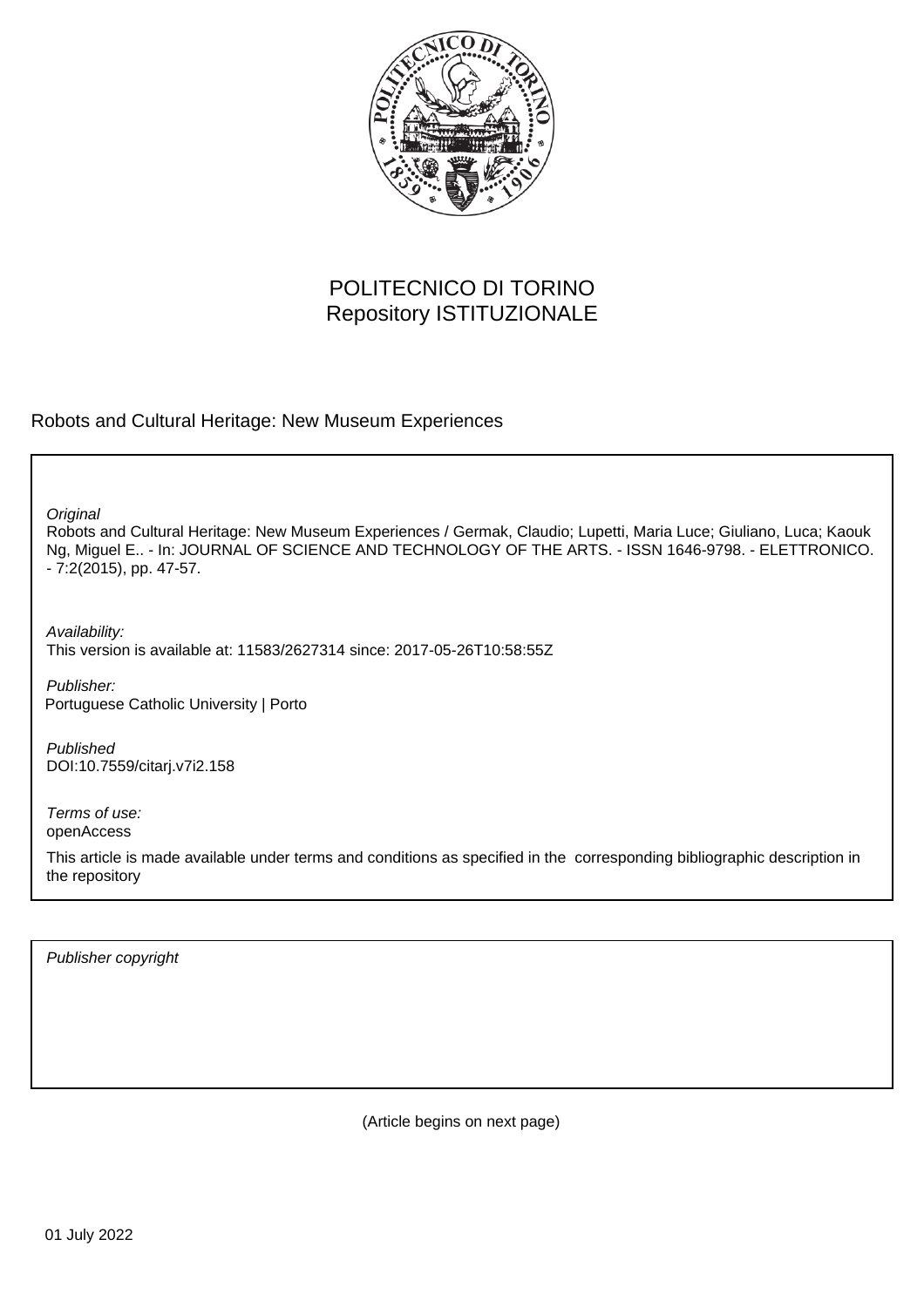POLITECNICO DI TORINO
Repository ISTITUZIONALE

Robots and Cultural Heritage: New Museum Experiences

*Original*
Robots and Cultural Heritage: New Museum Experiences / Germak, Claudio; Lupetti, Maria Luce; Giuliano, Luca; Kaouk Ng, Miguel E.. - In: JOURNAL OF SCIENCE AND TECHNOLOGY OF THE ARTS. - ISSN 1646-9798. - ELETTRONICO. - 7:2(2015), pp. 47-57.

*Availability:*
This version is available at: 11583/2627314 since: 2017-05-26T10:58:55Z

*Publisher:*
Portuguese Catholic University | Porto

*Published*
DOI:10.7559/citarj.v7i2.158

*Terms of use:*
openAccess

This article is made available under terms and conditions as specified in the corresponding bibliographic description in the repository

*Publisher copyright*

(Article begins on next page)

01 July 2022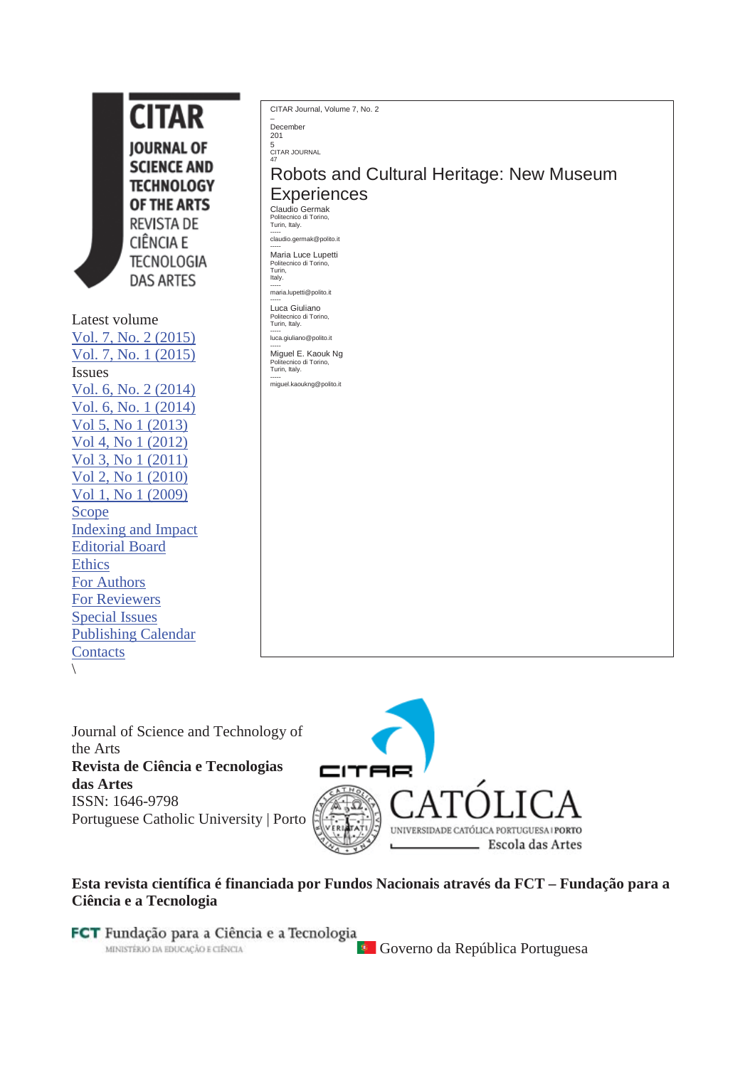CITAR JOURNAL OF SCIENCE AND TECHNOLOGY OF THE ARTS

REVISTA DE CIÊNCIA E TECNOLOGIA DAS ARTES

Latest volume

Vol. 7, No. 2 (2015)

Vol. 7, No. 1 (2015)

Issues

Vol. 6, No. 2 (2014)

Vol. 6, No. 1 (2014)

Vol 5, No 1 (2013)

Vol 4, No 1 (2012)

Vol 3, No 1 (2011)

Vol 2, No 1 (2010)

Vol 1, No 1 (2009)

Scope

Indexing and Impact

Editorial Board

Ethics

For Authors

For Reviewers

Special Issues

Publishing Calendar

Contacts

\

CITAR Journal, Volume 7, No. 2 – December 2015

CITAR JOURNAL 47

# Robots and Cultural Heritage: New Museum Experiences

Claudio Germak
Politecnico di Torino, Turin, Italy.
claudio.germak@polito.it

Maria Luce Lupetti
Politecnico di Torino, Turin, Italy.
maria.lupetti@polito.it

Luca Giuliano
Politecnico di Torino, Turin, Italy.
luca.giuliano@polito.it

Miguel E. Kaouk Ng
Politecnico di Torino, Turin, Italy.
miguel.kaoukng@polito.it

Journal of Science and Technology of the Arts

**Revista de Ciência e Tecnologias das Artes**

ISSN: 1646-9798

Portuguese Catholic University | Porto

CITAR

CATÓLICA UNIVERSIDADE CATÓLICA PORTUGUESA | PORTO Escola das Artes

**Esta revista científica é financiada por Fundos Nacionais através da FCT – Fundação para a Ciência e a Tecnologia**

FCT Fundação para a Ciência e a Tecnologia
MINISTÉRIO DA EDUCAÇÃO E CIÊNCIA

Governo da República Portuguesa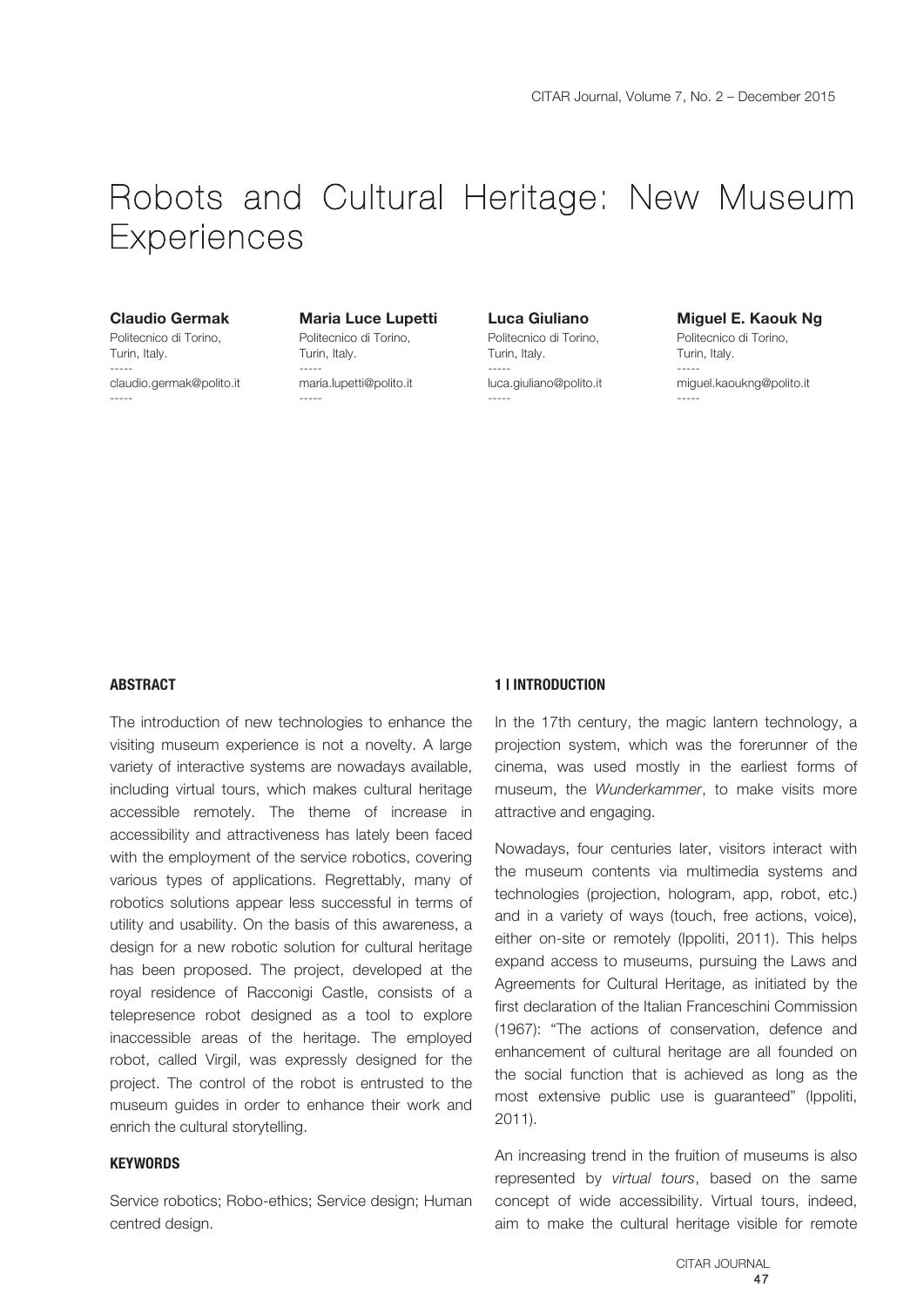# Robots and Cultural Heritage: New Museum Experiences

**Claudio Germak**
Politecnico di Torino,
Turin, Italy.
-----
claudio.germak@polito.it
-----

**Maria Luce Lupetti**
Politecnico di Torino,
Turin, Italy.
-----
maria.lupetti@polito.it
-----

**Luca Giuliano**
Politecnico di Torino,
Turin, Italy.
-----
luca.giuliano@polito.it
-----

**Miguel E. Kaouk Ng**
Politecnico di Torino,
Turin, Italy.
-----
miguel.kaoukng@polito.it
-----

## ABSTRACT

The introduction of new technologies to enhance the visiting museum experience is not a novelty. A large variety of interactive systems are nowadays available, including virtual tours, which makes cultural heritage accessible remotely. The theme of increase in accessibility and attractiveness has lately been faced with the employment of the service robotics, covering various types of applications. Regrettably, many of robotics solutions appear less successful in terms of utility and usability. On the basis of this awareness, a design for a new robotic solution for cultural heritage has been proposed. The project, developed at the royal residence of Racconigi Castle, consists of a telepresence robot designed as a tool to explore inaccessible areas of the heritage. The employed robot, called Virgil, was expressly designed for the project. The control of the robot is entrusted to the museum guides in order to enhance their work and enrich the cultural storytelling.

## KEYWORDS

Service robotics; Robo-ethics; Service design; Human centred design.

## 1 | INTRODUCTION

In the 17th century, the magic lantern technology, a projection system, which was the forerunner of the cinema, was used mostly in the earliest forms of museum, the *Wunderkammer*, to make visits more attractive and engaging.

Nowadays, four centuries later, visitors interact with the museum contents via multimedia systems and technologies (projection, hologram, app, robot, etc.) and in a variety of ways (touch, free actions, voice), either on-site or remotely (Ippoliti, 2011). This helps expand access to museums, pursuing the Laws and Agreements for Cultural Heritage, as initiated by the first declaration of the Italian Franceschini Commission (1967): "The actions of conservation, defence and enhancement of cultural heritage are all founded on the social function that is achieved as long as the most extensive public use is guaranteed" (Ippoliti, 2011).

An increasing trend in the fruition of museums is also represented by *virtual tours*, based on the same concept of wide accessibility. Virtual tours, indeed, aim to make the cultural heritage visible for remote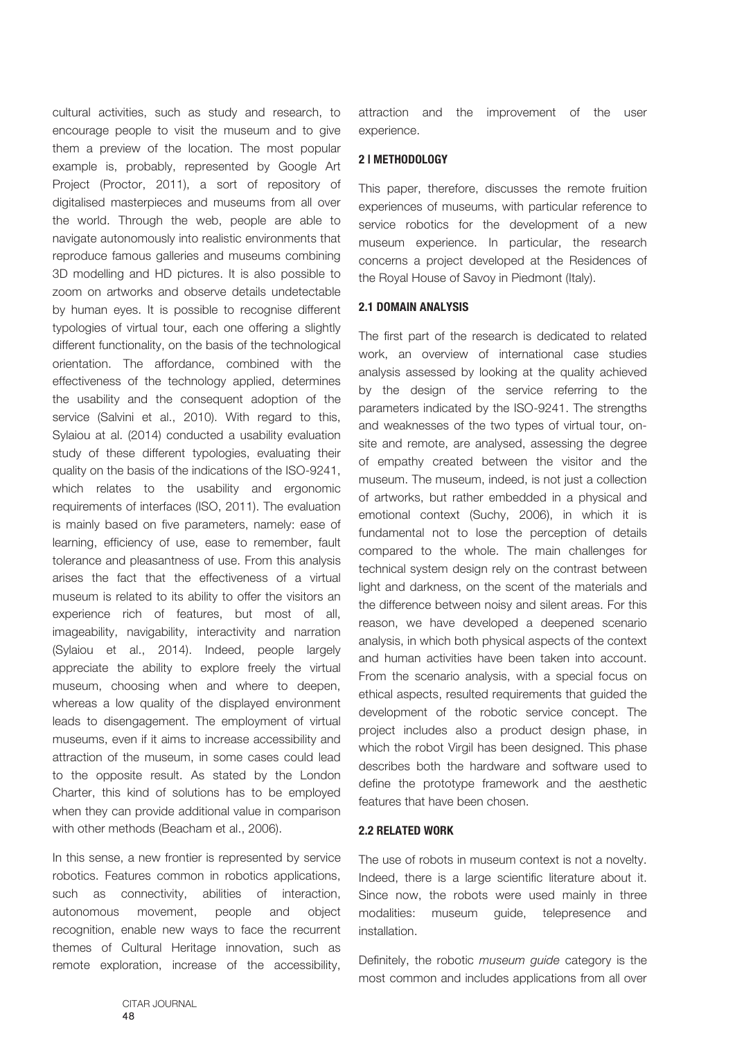cultural activities, such as study and research, to encourage people to visit the museum and to give them a preview of the location. The most popular example is, probably, represented by Google Art Project (Proctor, 2011), a sort of repository of digitalised masterpieces and museums from all over the world. Through the web, people are able to navigate autonomously into realistic environments that reproduce famous galleries and museums combining 3D modelling and HD pictures. It is also possible to zoom on artworks and observe details undetectable by human eyes. It is possible to recognise different typologies of virtual tour, each one offering a slightly different functionality, on the basis of the technological orientation. The affordance, combined with the effectiveness of the technology applied, determines the usability and the consequent adoption of the service (Salvini et al., 2010). With regard to this, Sylaiou at al. (2014) conducted a usability evaluation study of these different typologies, evaluating their quality on the basis of the indications of the ISO-9241, which relates to the usability and ergonomic requirements of interfaces (ISO, 2011). The evaluation is mainly based on five parameters, namely: ease of learning, efficiency of use, ease to remember, fault tolerance and pleasantness of use. From this analysis arises the fact that the effectiveness of a virtual museum is related to its ability to offer the visitors an experience rich of features, but most of all, imageability, navigability, interactivity and narration (Sylaiou et al., 2014). Indeed, people largely appreciate the ability to explore freely the virtual museum, choosing when and where to deepen, whereas a low quality of the displayed environment leads to disengagement. The employment of virtual museums, even if it aims to increase accessibility and attraction of the museum, in some cases could lead to the opposite result. As stated by the London Charter, this kind of solutions has to be employed when they can provide additional value in comparison with other methods (Beacham et al., 2006).

In this sense, a new frontier is represented by service robotics. Features common in robotics applications, such as connectivity, abilities of interaction, autonomous movement, people and object recognition, enable new ways to face the recurrent themes of Cultural Heritage innovation, such as remote exploration, increase of the accessibility, attraction and the improvement of the user experience.

## 2 | METHODOLOGY

This paper, therefore, discusses the remote fruition experiences of museums, with particular reference to service robotics for the development of a new museum experience. In particular, the research concerns a project developed at the Residences of the Royal House of Savoy in Piedmont (Italy).

### 2.1 DOMAIN ANALYSIS

The first part of the research is dedicated to related work, an overview of international case studies analysis assessed by looking at the quality achieved by the design of the service referring to the parameters indicated by the ISO-9241. The strengths and weaknesses of the two types of virtual tour, on-site and remote, are analysed, assessing the degree of empathy created between the visitor and the museum. The museum, indeed, is not just a collection of artworks, but rather embedded in a physical and emotional context (Suchy, 2006), in which it is fundamental not to lose the perception of details compared to the whole. The main challenges for technical system design rely on the contrast between light and darkness, on the scent of the materials and the difference between noisy and silent areas. For this reason, we have developed a deepened scenario analysis, in which both physical aspects of the context and human activities have been taken into account. From the scenario analysis, with a special focus on ethical aspects, resulted requirements that guided the development of the robotic service concept. The project includes also a product design phase, in which the robot Virgil has been designed. This phase describes both the hardware and software used to define the prototype framework and the aesthetic features that have been chosen.

### 2.2 RELATED WORK

The use of robots in museum context is not a novelty. Indeed, there is a large scientific literature about it. Since now, the robots were used mainly in three modalities: museum guide, telepresence and installation.

Definitely, the robotic *museum guide* category is the most common and includes applications from all over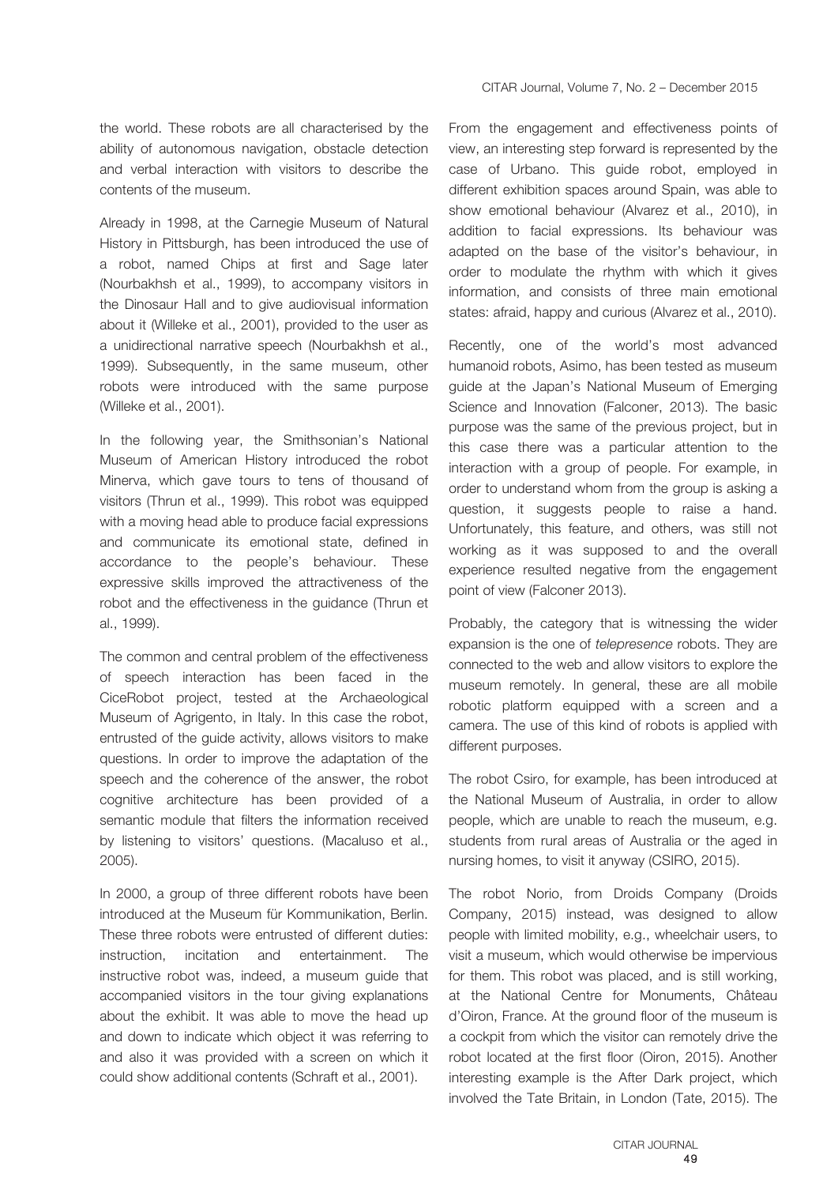the world. These robots are all characterised by the ability of autonomous navigation, obstacle detection and verbal interaction with visitors to describe the contents of the museum.

Already in 1998, at the Carnegie Museum of Natural History in Pittsburgh, has been introduced the use of a robot, named Chips at first and Sage later (Nourbakhsh et al., 1999), to accompany visitors in the Dinosaur Hall and to give audiovisual information about it (Willeke et al., 2001), provided to the user as a unidirectional narrative speech (Nourbakhsh et al., 1999). Subsequently, in the same museum, other robots were introduced with the same purpose (Willeke et al., 2001).

In the following year, the Smithsonian's National Museum of American History introduced the robot Minerva, which gave tours to tens of thousand of visitors (Thrun et al., 1999). This robot was equipped with a moving head able to produce facial expressions and communicate its emotional state, defined in accordance to the people's behaviour. These expressive skills improved the attractiveness of the robot and the effectiveness in the guidance (Thrun et al., 1999).

The common and central problem of the effectiveness of speech interaction has been faced in the CiceRobot project, tested at the Archaeological Museum of Agrigento, in Italy. In this case the robot, entrusted of the guide activity, allows visitors to make questions. In order to improve the adaptation of the speech and the coherence of the answer, the robot cognitive architecture has been provided of a semantic module that filters the information received by listening to visitors' questions. (Macaluso et al., 2005).

In 2000, a group of three different robots have been introduced at the Museum für Kommunikation, Berlin. These three robots were entrusted of different duties: instruction, incitation and entertainment. The instructive robot was, indeed, a museum guide that accompanied visitors in the tour giving explanations about the exhibit. It was able to move the head up and down to indicate which object it was referring to and also it was provided with a screen on which it could show additional contents (Schraft et al., 2001).

From the engagement and effectiveness points of view, an interesting step forward is represented by the case of Urbano. This guide robot, employed in different exhibition spaces around Spain, was able to show emotional behaviour (Alvarez et al., 2010), in addition to facial expressions. Its behaviour was adapted on the base of the visitor's behaviour, in order to modulate the rhythm with which it gives information, and consists of three main emotional states: afraid, happy and curious (Alvarez et al., 2010).

Recently, one of the world's most advanced humanoid robots, Asimo, has been tested as museum guide at the Japan's National Museum of Emerging Science and Innovation (Falconer, 2013). The basic purpose was the same of the previous project, but in this case there was a particular attention to the interaction with a group of people. For example, in order to understand whom from the group is asking a question, it suggests people to raise a hand. Unfortunately, this feature, and others, was still not working as it was supposed to and the overall experience resulted negative from the engagement point of view (Falconer 2013).

Probably, the category that is witnessing the wider expansion is the one of *telepresence* robots. They are connected to the web and allow visitors to explore the museum remotely. In general, these are all mobile robotic platform equipped with a screen and a camera. The use of this kind of robots is applied with different purposes.

The robot Csiro, for example, has been introduced at the National Museum of Australia, in order to allow people, which are unable to reach the museum, e.g. students from rural areas of Australia or the aged in nursing homes, to visit it anyway (CSIRO, 2015).

The robot Norio, from Droids Company (Droids Company, 2015) instead, was designed to allow people with limited mobility, e.g., wheelchair users, to visit a museum, which would otherwise be impervious for them. This robot was placed, and is still working, at the National Centre for Monuments, Château d'Oiron, France. At the ground floor of the museum is a cockpit from which the visitor can remotely drive the robot located at the first floor (Oiron, 2015). Another interesting example is the After Dark project, which involved the Tate Britain, in London (Tate, 2015). The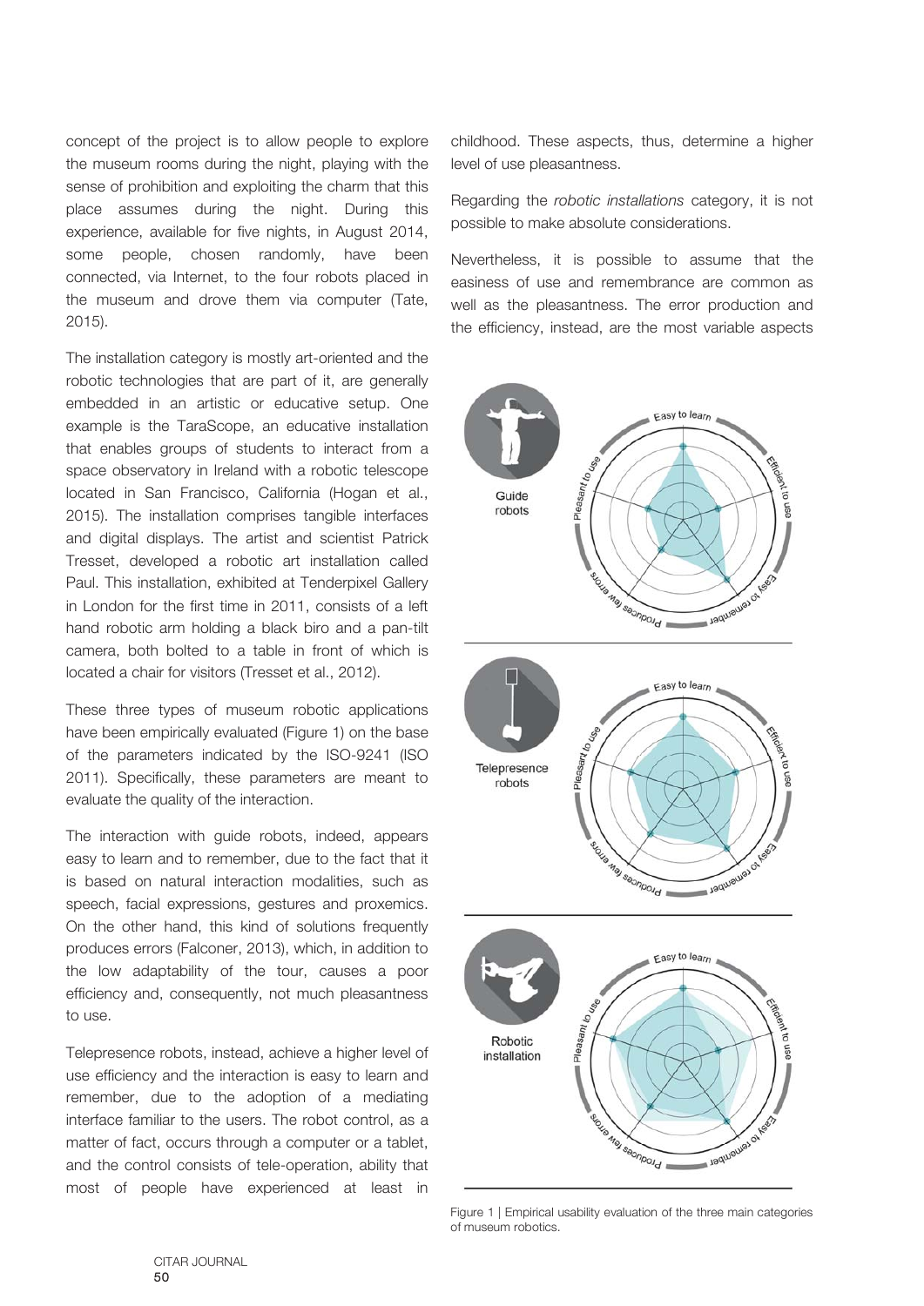concept of the project is to allow people to explore the museum rooms during the night, playing with the sense of prohibition and exploiting the charm that this place assumes during the night. During this experience, available for five nights, in August 2014, some people, chosen randomly, have been connected, via Internet, to the four robots placed in the museum and drove them via computer (Tate, 2015).

The installation category is mostly art-oriented and the robotic technologies that are part of it, are generally embedded in an artistic or educative setup. One example is the TaraScope, an educative installation that enables groups of students to interact from a space observatory in Ireland with a robotic telescope located in San Francisco, California (Hogan et al., 2015). The installation comprises tangible interfaces and digital displays. The artist and scientist Patrick Tresset, developed a robotic art installation called Paul. This installation, exhibited at Tenderpixel Gallery in London for the first time in 2011, consists of a left hand robotic arm holding a black biro and a pan-tilt camera, both bolted to a table in front of which is located a chair for visitors (Tresset et al., 2012).

These three types of museum robotic applications have been empirically evaluated (Figure 1) on the base of the parameters indicated by the ISO-9241 (ISO 2011). Specifically, these parameters are meant to evaluate the quality of the interaction.

The interaction with guide robots, indeed, appears easy to learn and to remember, due to the fact that it is based on natural interaction modalities, such as speech, facial expressions, gestures and proxemics. On the other hand, this kind of solutions frequently produces errors (Falconer, 2013), which, in addition to the low adaptability of the tour, causes a poor efficiency and, consequently, not much pleasantness to use.

Telepresence robots, instead, achieve a higher level of use efficiency and the interaction is easy to learn and remember, due to the adoption of a mediating interface familiar to the users. The robot control, as a matter of fact, occurs through a computer or a tablet, and the control consists of tele-operation, ability that most of people have experienced at least in childhood. These aspects, thus, determine a higher level of use pleasantness.

Regarding the *robotic installations* category, it is not possible to make absolute considerations.

Nevertheless, it is possible to assume that the easiness of use and remembrance are common as well as the pleasantness. The error production and the efficiency, instead, are the most variable aspects

Figure 1 | Empirical usability evaluation of the three main categories of museum robotics.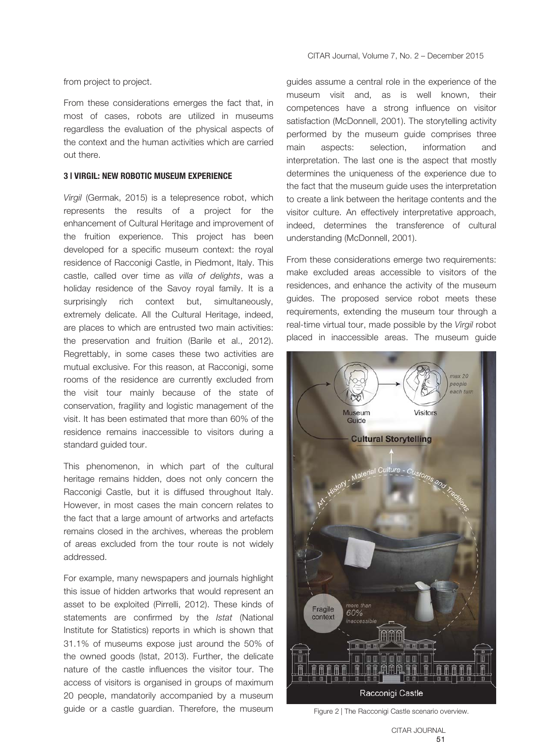from project to project.

From these considerations emerges the fact that, in most of cases, robots are utilized in museums regardless the evaluation of the physical aspects of the context and the human activities which are carried out there.

### 3 | VIRGIL: NEW ROBOTIC MUSEUM EXPERIENCE

*Virgil* (Germak, 2015) is a telepresence robot, which represents the results of a project for the enhancement of Cultural Heritage and improvement of the fruition experience. This project has been developed for a specific museum context: the royal residence of Racconigi Castle, in Piedmont, Italy. This castle, called over time as *villa of delights*, was a holiday residence of the Savoy royal family. It is a surprisingly rich context but, simultaneously, extremely delicate. All the Cultural Heritage, indeed, are places to which are entrusted two main activities: the preservation and fruition (Barile et al., 2012). Regrettably, in some cases these two activities are mutual exclusive. For this reason, at Racconigi, some rooms of the residence are currently excluded from the visit tour mainly because of the state of conservation, fragility and logistic management of the visit. It has been estimated that more than 60% of the residence remains inaccessible to visitors during a standard guided tour.

This phenomenon, in which part of the cultural heritage remains hidden, does not only concern the Racconigi Castle, but it is diffused throughout Italy. However, in most cases the main concern relates to the fact that a large amount of artworks and artefacts remains closed in the archives, whereas the problem of areas excluded from the tour route is not widely addressed.

For example, many newspapers and journals highlight this issue of hidden artworks that would represent an asset to be exploited (Pirrelli, 2012). These kinds of statements are confirmed by the *Istat* (National Institute for Statistics) reports in which is shown that 31.1% of museums expose just around the 50% of the owned goods (Istat, 2013). Further, the delicate nature of the castle influences the visitor tour. The access of visitors is organised in groups of maximum 20 people, mandatorily accompanied by a museum guide or a castle guardian. Therefore, the museum guides assume a central role in the experience of the museum visit and, as is well known, their competences have a strong influence on visitor satisfaction (McDonnell, 2001). The storytelling activity performed by the museum guide comprises three main aspects: selection, information and interpretation. The last one is the aspect that mostly determines the uniqueness of the experience due to the fact that the museum guide uses the interpretation to create a link between the heritage contents and the visitor culture. An effectively interpretative approach, indeed, determines the transference of cultural understanding (McDonnell, 2001).

From these considerations emerge two requirements: make excluded areas accessible to visitors of the residences, and enhance the activity of the museum guides. The proposed service robot meets these requirements, extending the museum tour through a real-time virtual tour, made possible by the *Virgil* robot placed in inaccessible areas. The museum guide

Figure 2 | The Racconigi Castle scenario overview.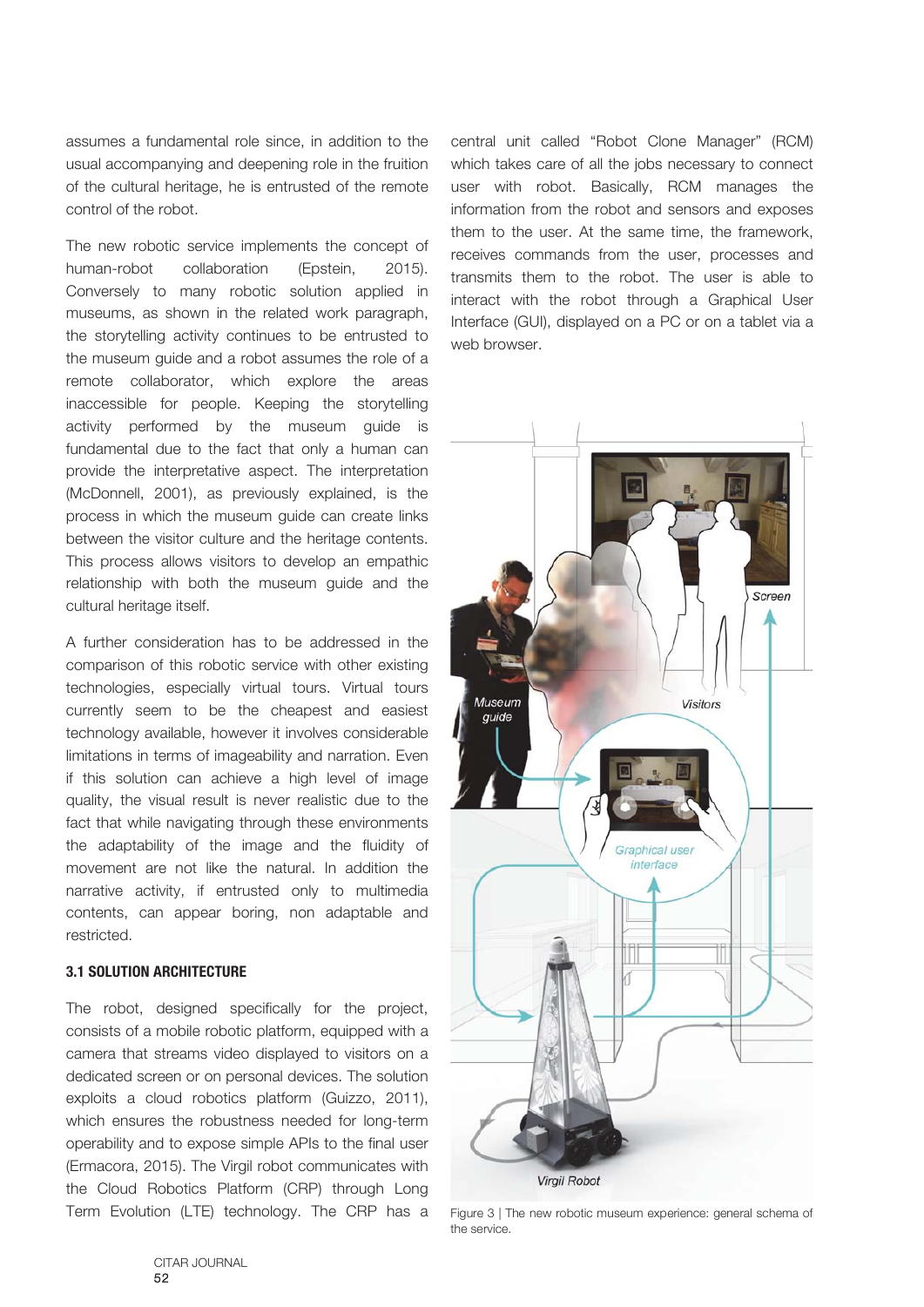assumes a fundamental role since, in addition to the usual accompanying and deepening role in the fruition of the cultural heritage, he is entrusted of the remote control of the robot.

The new robotic service implements the concept of human-robot collaboration (Epstein, 2015). Conversely to many robotic solution applied in museums, as shown in the related work paragraph, the storytelling activity continues to be entrusted to the museum guide and a robot assumes the role of a remote collaborator, which explore the areas inaccessible for people. Keeping the storytelling activity performed by the museum guide is fundamental due to the fact that only a human can provide the interpretative aspect. The interpretation (McDonnell, 2001), as previously explained, is the process in which the museum guide can create links between the visitor culture and the heritage contents. This process allows visitors to develop an empathic relationship with both the museum guide and the cultural heritage itself.

A further consideration has to be addressed in the comparison of this robotic service with other existing technologies, especially virtual tours. Virtual tours currently seem to be the cheapest and easiest technology available, however it involves considerable limitations in terms of imageability and narration. Even if this solution can achieve a high level of image quality, the visual result is never realistic due to the fact that while navigating through these environments the adaptability of the image and the fluidity of movement are not like the natural. In addition the narrative activity, if entrusted only to multimedia contents, can appear boring, non adaptable and restricted.

### 3.1 SOLUTION ARCHITECTURE

The robot, designed specifically for the project, consists of a mobile robotic platform, equipped with a camera that streams video displayed to visitors on a dedicated screen or on personal devices. The solution exploits a cloud robotics platform (Guizzo, 2011), which ensures the robustness needed for long-term operability and to expose simple APIs to the final user (Ermacora, 2015). The Virgil robot communicates with the Cloud Robotics Platform (CRP) through Long Term Evolution (LTE) technology. The CRP has a central unit called "Robot Clone Manager" (RCM) which takes care of all the jobs necessary to connect user with robot. Basically, RCM manages the information from the robot and sensors and exposes them to the user. At the same time, the framework, receives commands from the user, processes and transmits them to the robot. The user is able to interact with the robot through a Graphical User Interface (GUI), displayed on a PC or on a tablet via a web browser.

Figure 3 | The new robotic museum experience: general schema of the service.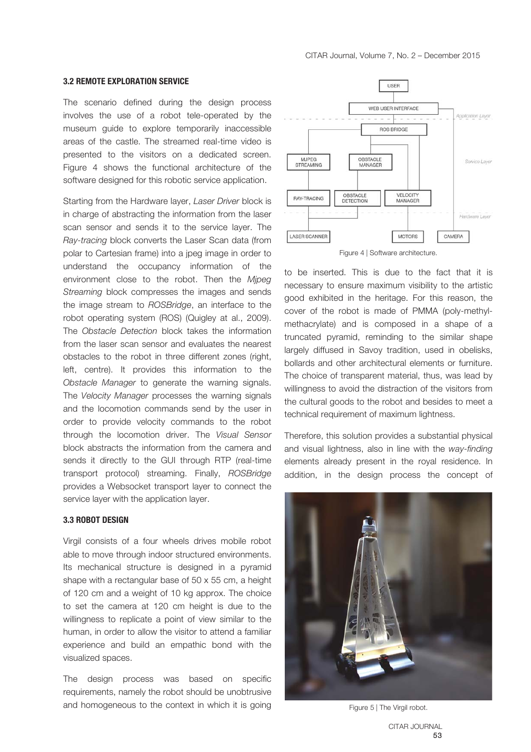### 3.2 REMOTE EXPLORATION SERVICE

The scenario defined during the design process involves the use of a robot tele-operated by the museum guide to explore temporarily inaccessible areas of the castle. The streamed real-time video is presented to the visitors on a dedicated screen. Figure 4 shows the functional architecture of the software designed for this robotic service application.

Starting from the Hardware layer, *Laser Driver* block is in charge of abstracting the information from the laser scan sensor and sends it to the service layer. The *Ray-tracing* block converts the Laser Scan data (from polar to Cartesian frame) into a jpeg image in order to understand the occupancy information of the environment close to the robot. Then the *Mjpeg Streaming* block compresses the images and sends the image stream to *ROSBridge*, an interface to the robot operating system (ROS) (Quigley at al., 2009). The *Obstacle Detection* block takes the information from the laser scan sensor and evaluates the nearest obstacles to the robot in three different zones (right, left, centre). It provides this information to the *Obstacle Manager* to generate the warning signals. The *Velocity Manager* processes the warning signals and the locomotion commands send by the user in order to provide velocity commands to the robot through the locomotion driver. The *Visual Sensor* block abstracts the information from the camera and sends it directly to the GUI through RTP (real-time transport protocol) streaming. Finally, *ROSBridge* provides a Websocket transport layer to connect the service layer with the application layer.

Figure 4 | Software architecture.

### 3.3 ROBOT DESIGN

Virgil consists of a four wheels drives mobile robot able to move through indoor structured environments. Its mechanical structure is designed in a pyramid shape with a rectangular base of 50 x 55 cm, a height of 120 cm and a weight of 10 kg approx. The choice to set the camera at 120 cm height is due to the willingness to replicate a point of view similar to the human, in order to allow the visitor to attend a familiar experience and build an empathic bond with the visualized spaces.

The design process was based on specific requirements, namely the robot should be unobtrusive and homogeneous to the context in which it is going to be inserted. This is due to the fact that it is necessary to ensure maximum visibility to the artistic good exhibited in the heritage. For this reason, the cover of the robot is made of PMMA (poly-methyl-methacrylate) and is composed in a shape of a truncated pyramid, reminding to the similar shape largely diffused in Savoy tradition, used in obelisks, bollards and other architectural elements or furniture. The choice of transparent material, thus, was lead by willingness to avoid the distraction of the visitors from the cultural goods to the robot and besides to meet a technical requirement of maximum lightness.

Therefore, this solution provides a substantial physical and visual lightness, also in line with the *way-finding* elements already present in the royal residence. In addition, in the design process the concept of

Figure 5 | The Virgil robot.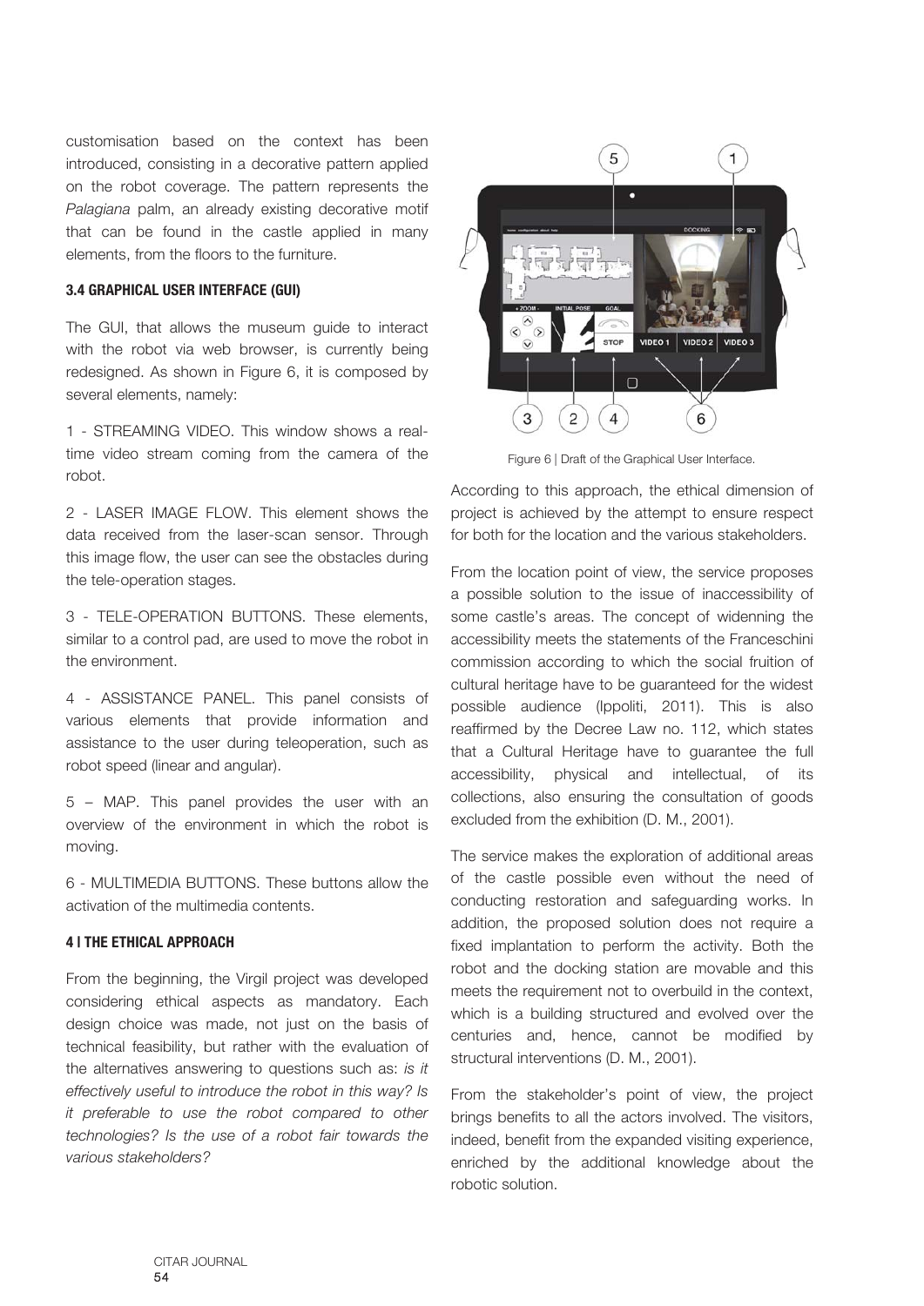customisation based on the context has been introduced, consisting in a decorative pattern applied on the robot coverage. The pattern represents the *Palagiana* palm, an already existing decorative motif that can be found in the castle applied in many elements, from the floors to the furniture.

### 3.4 GRAPHICAL USER INTERFACE (GUI)

The GUI, that allows the museum guide to interact with the robot via web browser, is currently being redesigned. As shown in Figure 6, it is composed by several elements, namely:

1 - STREAMING VIDEO. This window shows a real-time video stream coming from the camera of the robot.

2 - LASER IMAGE FLOW. This element shows the data received from the laser-scan sensor. Through this image flow, the user can see the obstacles during the tele-operation stages.

3 - TELE-OPERATION BUTTONS. These elements, similar to a control pad, are used to move the robot in the environment.

4 - ASSISTANCE PANEL. This panel consists of various elements that provide information and assistance to the user during teleoperation, such as robot speed (linear and angular).

5 – MAP. This panel provides the user with an overview of the environment in which the robot is moving.

6 - MULTIMEDIA BUTTONS. These buttons allow the activation of the multimedia contents.

## 4 | THE ETHICAL APPROACH

From the beginning, the Virgil project was developed considering ethical aspects as mandatory. Each design choice was made, not just on the basis of technical feasibility, but rather with the evaluation of the alternatives answering to questions such as: *is it effectively useful to introduce the robot in this way? Is it preferable to use the robot compared to other technologies? Is the use of a robot fair towards the various stakeholders?*

Figure 6 | Draft of the Graphical User Interface.

According to this approach, the ethical dimension of project is achieved by the attempt to ensure respect for both for the location and the various stakeholders.

From the location point of view, the service proposes a possible solution to the issue of inaccessibility of some castle's areas. The concept of widenning the accessibility meets the statements of the Franceschini commission according to which the social fruition of cultural heritage have to be guaranteed for the widest possible audience (Ippoliti, 2011). This is also reaffirmed by the Decree Law no. 112, which states that a Cultural Heritage have to guarantee the full accessibility, physical and intellectual, of its collections, also ensuring the consultation of goods excluded from the exhibition (D. M., 2001).

The service makes the exploration of additional areas of the castle possible even without the need of conducting restoration and safeguarding works. In addition, the proposed solution does not require a fixed implantation to perform the activity. Both the robot and the docking station are movable and this meets the requirement not to overbuild in the context, which is a building structured and evolved over the centuries and, hence, cannot be modified by structural interventions (D. M., 2001).

From the stakeholder's point of view, the project brings benefits to all the actors involved. The visitors, indeed, benefit from the expanded visiting experience, enriched by the additional knowledge about the robotic solution.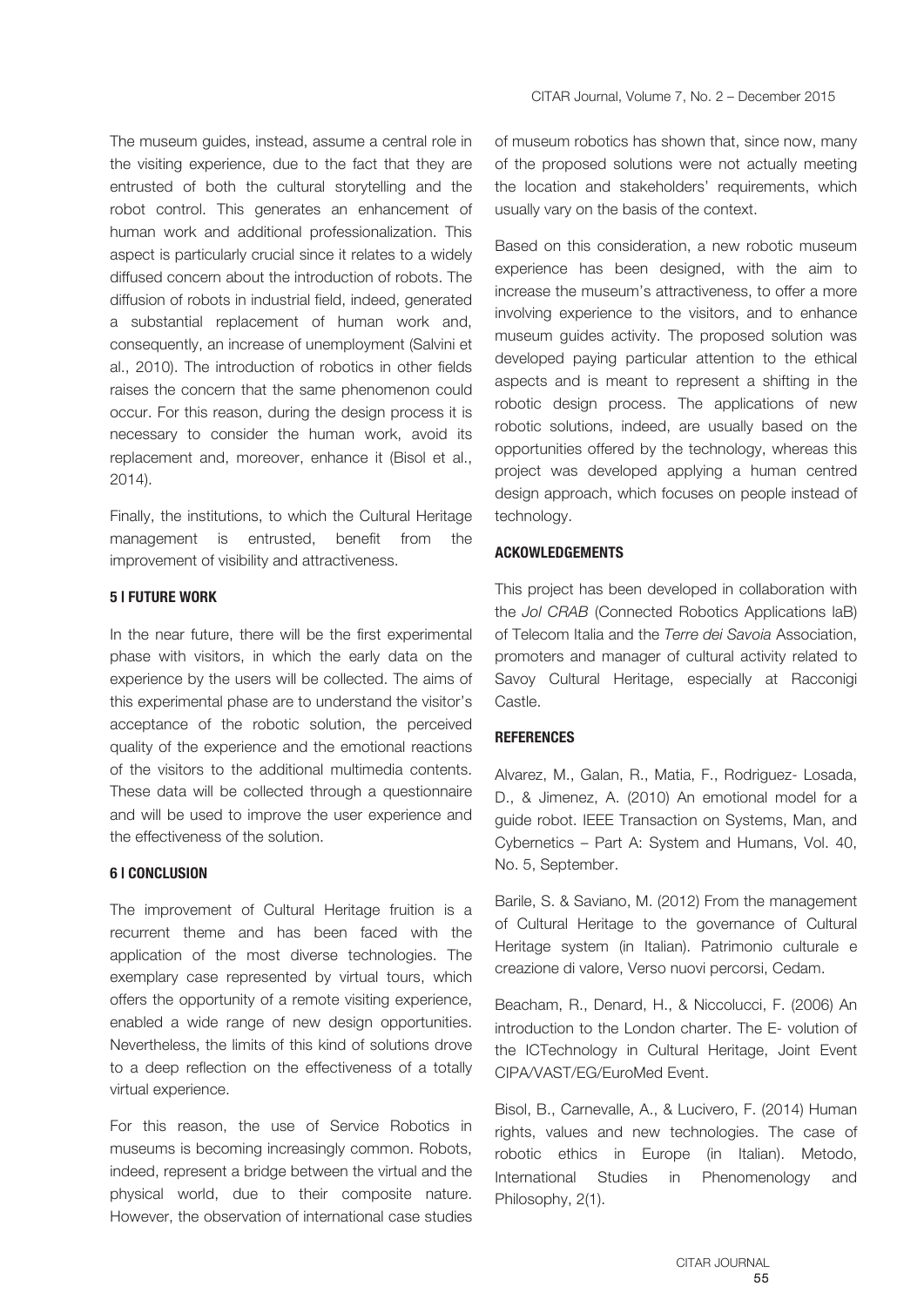The museum guides, instead, assume a central role in the visiting experience, due to the fact that they are entrusted of both the cultural storytelling and the robot control. This generates an enhancement of human work and additional professionalization. This aspect is particularly crucial since it relates to a widely diffused concern about the introduction of robots. The diffusion of robots in industrial field, indeed, generated a substantial replacement of human work and, consequently, an increase of unemployment (Salvini et al., 2010). The introduction of robotics in other fields raises the concern that the same phenomenon could occur. For this reason, during the design process it is necessary to consider the human work, avoid its replacement and, moreover, enhance it (Bisol et al., 2014).

Finally, the institutions, to which the Cultural Heritage management is entrusted, benefit from the improvement of visibility and attractiveness.

## 5 | FUTURE WORK

In the near future, there will be the first experimental phase with visitors, in which the early data on the experience by the users will be collected. The aims of this experimental phase are to understand the visitor's acceptance of the robotic solution, the perceived quality of the experience and the emotional reactions of the visitors to the additional multimedia contents. These data will be collected through a questionnaire and will be used to improve the user experience and the effectiveness of the solution.

## 6 | CONCLUSION

The improvement of Cultural Heritage fruition is a recurrent theme and has been faced with the application of the most diverse technologies. The exemplary case represented by virtual tours, which offers the opportunity of a remote visiting experience, enabled a wide range of new design opportunities. Nevertheless, the limits of this kind of solutions drove to a deep reflection on the effectiveness of a totally virtual experience.

For this reason, the use of Service Robotics in museums is becoming increasingly common. Robots, indeed, represent a bridge between the virtual and the physical world, due to their composite nature. However, the observation of international case studies of museum robotics has shown that, since now, many of the proposed solutions were not actually meeting the location and stakeholders' requirements, which usually vary on the basis of the context.

Based on this consideration, a new robotic museum experience has been designed, with the aim to increase the museum's attractiveness, to offer a more involving experience to the visitors, and to enhance museum guides activity. The proposed solution was developed paying particular attention to the ethical aspects and is meant to represent a shifting in the robotic design process. The applications of new robotic solutions, indeed, are usually based on the opportunities offered by the technology, whereas this project was developed applying a human centred design approach, which focuses on people instead of technology.

## ACKOWLEDGEMENTS

This project has been developed in collaboration with the *Jol CRAB* (Connected Robotics Applications laB) of Telecom Italia and the *Terre dei Savoia* Association, promoters and manager of cultural activity related to Savoy Cultural Heritage, especially at Racconigi Castle.

## REFERENCES

Alvarez, M., Galan, R., Matia, F., Rodriguez- Losada, D., & Jimenez, A. (2010) An emotional model for a guide robot. IEEE Transaction on Systems, Man, and Cybernetics – Part A: System and Humans, Vol. 40, No. 5, September.

Barile, S. & Saviano, M. (2012) From the management of Cultural Heritage to the governance of Cultural Heritage system (in Italian). Patrimonio culturale e creazione di valore, Verso nuovi percorsi, Cedam.

Beacham, R., Denard, H., & Niccolucci, F. (2006) An introduction to the London charter. The E- volution of the ICTechnology in Cultural Heritage, Joint Event CIPA/VAST/EG/EuroMed Event.

Bisol, B., Carnevalle, A., & Lucivero, F. (2014) Human rights, values and new technologies. The case of robotic ethics in Europe (in Italian). Metodo, International Studies in Phenomenology and Philosophy, 2(1).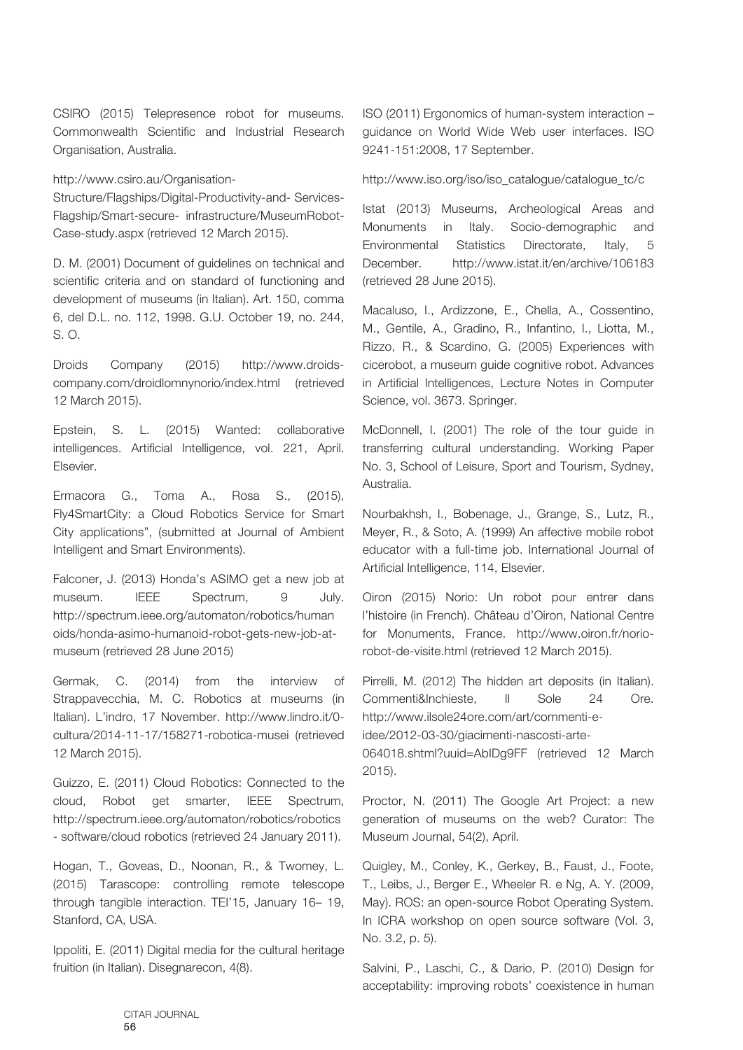CSIRO (2015) Telepresence robot for museums. Commonwealth Scientific and Industrial Research Organisation, Australia.

http://www.csiro.au/Organisation-Structure/Flagships/Digital-Productivity-and- Services-Flagship/Smart-secure- infrastructure/MuseumRobot-Case-study.aspx (retrieved 12 March 2015).

D. M. (2001) Document of guidelines on technical and scientific criteria and on standard of functioning and development of museums (in Italian). Art. 150, comma 6, del D.L. no. 112, 1998. G.U. October 19, no. 244, S. O.

Droids Company (2015) http://www.droids-company.com/droidlomnynorio/index.html (retrieved 12 March 2015).

Epstein, S. L. (2015) Wanted: collaborative intelligences. Artificial Intelligence, vol. 221, April. Elsevier.

Ermacora G., Toma A., Rosa S., (2015), Fly4SmartCity: a Cloud Robotics Service for Smart City applications", (submitted at Journal of Ambient Intelligent and Smart Environments).

Falconer, J. (2013) Honda's ASIMO get a new job at museum. IEEE Spectrum, 9 July. http://spectrum.ieee.org/automaton/robotics/humanoids/honda-asimo-humanoid-robot-gets-new-job-at-museum (retrieved 28 June 2015)

Germak, C. (2014) from the interview of Strappavecchia, M. C. Robotics at museums (in Italian). L'indro, 17 November. http://www.lindro.it/0-cultura/2014-11-17/158271-robotica-musei (retrieved 12 March 2015).

Guizzo, E. (2011) Cloud Robotics: Connected to the cloud, Robot get smarter, IEEE Spectrum, http://spectrum.ieee.org/automaton/robotics/robotics - software/cloud robotics (retrieved 24 January 2011).

Hogan, T., Goveas, D., Noonan, R., & Twomey, L. (2015) Tarascope: controlling remote telescope through tangible interaction. TEI'15, January 16– 19, Stanford, CA, USA.

Ippoliti, E. (2011) Digital media for the cultural heritage fruition (in Italian). Disegnarecon, 4(8).

ISO (2011) Ergonomics of human-system interaction – guidance on World Wide Web user interfaces. ISO 9241-151:2008, 17 September.

http://www.iso.org/iso/iso_catalogue/catalogue_tc/c

Istat (2013) Museums, Archeological Areas and Monuments in Italy. Socio-demographic and Environmental Statistics Directorate, Italy, 5 December. http://www.istat.it/en/archive/106183 (retrieved 28 June 2015).

Macaluso, I., Ardizzone, E., Chella, A., Cossentino, M., Gentile, A., Gradino, R., Infantino, I., Liotta, M., Rizzo, R., & Scardino, G. (2005) Experiences with cicerobot, a museum guide cognitive robot. Advances in Artificial Intelligences, Lecture Notes in Computer Science, vol. 3673. Springer.

McDonnell, I. (2001) The role of the tour guide in transferring cultural understanding. Working Paper No. 3, School of Leisure, Sport and Tourism, Sydney, Australia.

Nourbakhsh, I., Bobenage, J., Grange, S., Lutz, R., Meyer, R., & Soto, A. (1999) An affective mobile robot educator with a full-time job. International Journal of Artificial Intelligence, 114, Elsevier.

Oiron (2015) Norio: Un robot pour entrer dans l'histoire (in French). Château d'Oiron, National Centre for Monuments, France. http://www.oiron.fr/norio-robot-de-visite.html (retrieved 12 March 2015).

Pirrelli, M. (2012) The hidden art deposits (in Italian). Commenti&Inchieste, Il Sole 24 Ore. http://www.ilsole24ore.com/art/commenti-e-idee/2012-03-30/giacimenti-nascosti-arte-064018.shtml?uuid=AbIDg9FF (retrieved 12 March 2015).

Proctor, N. (2011) The Google Art Project: a new generation of museums on the web? Curator: The Museum Journal, 54(2), April.

Quigley, M., Conley, K., Gerkey, B., Faust, J., Foote, T., Leibs, J., Berger E., Wheeler R. e Ng, A. Y. (2009, May). ROS: an open-source Robot Operating System. In ICRA workshop on open source software (Vol. 3, No. 3.2, p. 5).

Salvini, P., Laschi, C., & Dario, P. (2010) Design for acceptability: improving robots' coexistence in human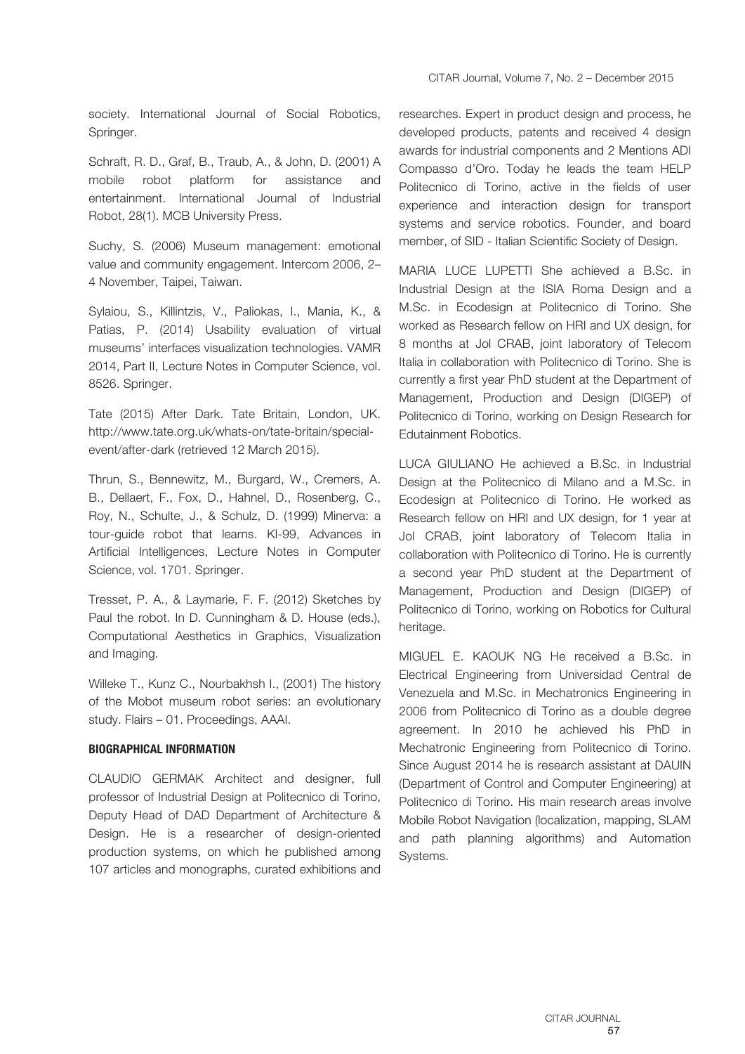society. International Journal of Social Robotics, Springer.

Schraft, R. D., Graf, B., Traub, A., & John, D. (2001) A mobile robot platform for assistance and entertainment. International Journal of Industrial Robot, 28(1). MCB University Press.

Suchy, S. (2006) Museum management: emotional value and community engagement. Intercom 2006, 2–4 November, Taipei, Taiwan.

Sylaiou, S., Killintzis, V., Paliokas, I., Mania, K., & Patias, P. (2014) Usability evaluation of virtual museums' interfaces visualization technologies. VAMR 2014, Part II, Lecture Notes in Computer Science, vol. 8526. Springer.

Tate (2015) After Dark. Tate Britain, London, UK. http://www.tate.org.uk/whats-on/tate-britain/special-event/after-dark (retrieved 12 March 2015).

Thrun, S., Bennewitz, M., Burgard, W., Cremers, A. B., Dellaert, F., Fox, D., Hahnel, D., Rosenberg, C., Roy, N., Schulte, J., & Schulz, D. (1999) Minerva: a tour-guide robot that learns. KI-99, Advances in Artificial Intelligences, Lecture Notes in Computer Science, vol. 1701. Springer.

Tresset, P. A., & Laymarie, F. F. (2012) Sketches by Paul the robot. In D. Cunningham & D. House (eds.), Computational Aesthetics in Graphics, Visualization and Imaging.

Willeke T., Kunz C., Nourbakhsh I., (2001) The history of the Mobot museum robot series: an evolutionary study. Flairs – 01. Proceedings, AAAI.

## BIOGRAPHICAL INFORMATION

CLAUDIO GERMAK Architect and designer, full professor of Industrial Design at Politecnico di Torino, Deputy Head of DAD Department of Architecture & Design. He is a researcher of design-oriented production systems, on which he published among 107 articles and monographs, curated exhibitions and researches. Expert in product design and process, he developed products, patents and received 4 design awards for industrial components and 2 Mentions ADI Compasso d'Oro. Today he leads the team HELP Politecnico di Torino, active in the fields of user experience and interaction design for transport systems and service robotics. Founder, and board member, of SID - Italian Scientific Society of Design.

MARIA LUCE LUPETTI She achieved a B.Sc. in Industrial Design at the ISIA Roma Design and a M.Sc. in Ecodesign at Politecnico di Torino. She worked as Research fellow on HRI and UX design, for 8 months at Jol CRAB, joint laboratory of Telecom Italia in collaboration with Politecnico di Torino. She is currently a first year PhD student at the Department of Management, Production and Design (DIGEP) of Politecnico di Torino, working on Design Research for Edutainment Robotics.

LUCA GIULIANO He achieved a B.Sc. in Industrial Design at the Politecnico di Milano and a M.Sc. in Ecodesign at Politecnico di Torino. He worked as Research fellow on HRI and UX design, for 1 year at Jol CRAB, joint laboratory of Telecom Italia in collaboration with Politecnico di Torino. He is currently a second year PhD student at the Department of Management, Production and Design (DIGEP) of Politecnico di Torino, working on Robotics for Cultural heritage.

MIGUEL E. KAOUK NG He received a B.Sc. in Electrical Engineering from Universidad Central de Venezuela and M.Sc. in Mechatronics Engineering in 2006 from Politecnico di Torino as a double degree agreement. In 2010 he achieved his PhD in Mechatronic Engineering from Politecnico di Torino. Since August 2014 he is research assistant at DAUIN (Department of Control and Computer Engineering) at Politecnico di Torino. His main research areas involve Mobile Robot Navigation (localization, mapping, SLAM and path planning algorithms) and Automation Systems.